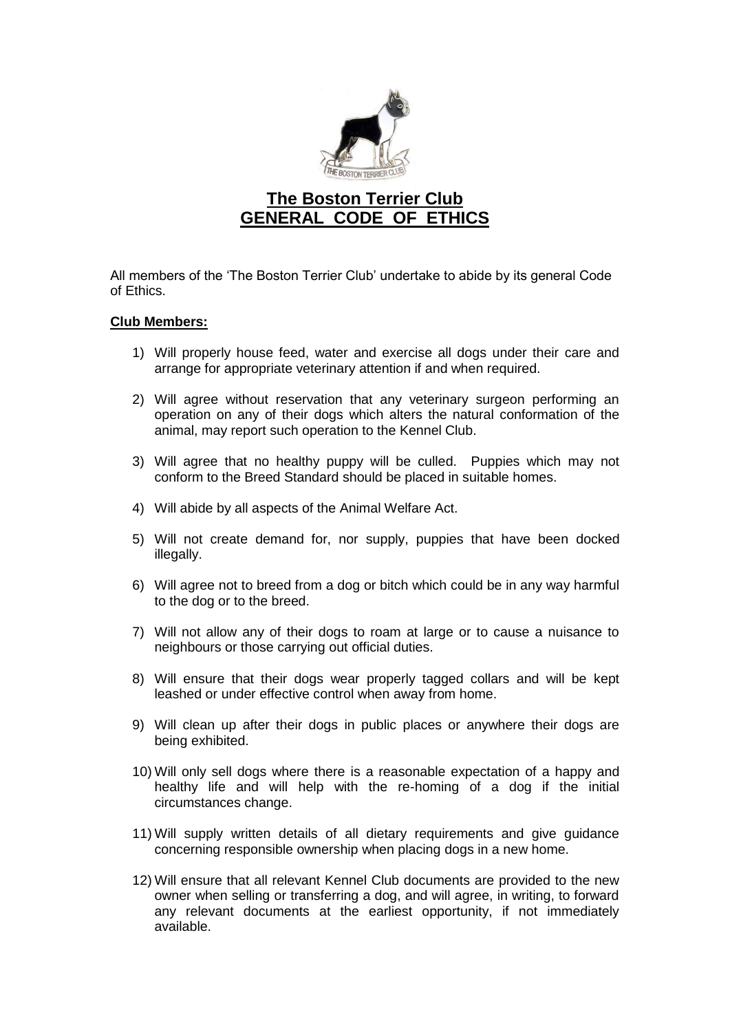# The Boston Terrier Club
# GENERAL CODE OF ETHICS

All members of the 'The Boston Terrier Club' undertake to abide by its general Code of Ethics.

**Club Members:**

1) Will properly house feed, water and exercise all dogs under their care and arrange for appropriate veterinary attention if and when required.

2) Will agree without reservation that any veterinary surgeon performing an operation on any of their dogs which alters the natural conformation of the animal, may report such operation to the Kennel Club.

3) Will agree that no healthy puppy will be culled. Puppies which may not conform to the Breed Standard should be placed in suitable homes.

4) Will abide by all aspects of the Animal Welfare Act.

5) Will not create demand for, nor supply, puppies that have been docked illegally.

6) Will agree not to breed from a dog or bitch which could be in any way harmful to the dog or to the breed.

7) Will not allow any of their dogs to roam at large or to cause a nuisance to neighbours or those carrying out official duties.

8) Will ensure that their dogs wear properly tagged collars and will be kept leashed or under effective control when away from home.

9) Will clean up after their dogs in public places or anywhere their dogs are being exhibited.

10) Will only sell dogs where there is a reasonable expectation of a happy and healthy life and will help with the re-homing of a dog if the initial circumstances change.

11) Will supply written details of all dietary requirements and give guidance concerning responsible ownership when placing dogs in a new home.

12) Will ensure that all relevant Kennel Club documents are provided to the new owner when selling or transferring a dog, and will agree, in writing, to forward any relevant documents at the earliest opportunity, if not immediately available.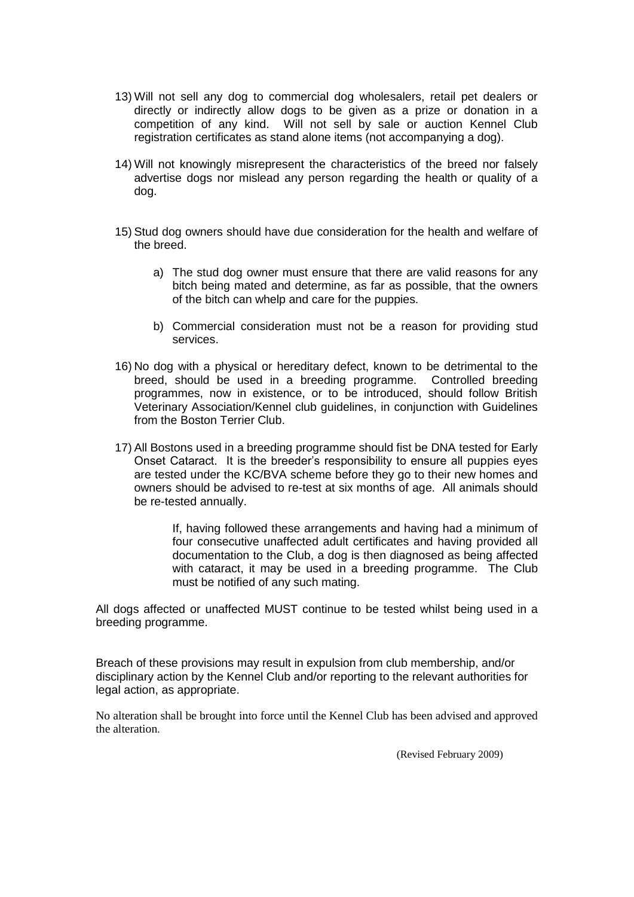13) Will not sell any dog to commercial dog wholesalers, retail pet dealers or directly or indirectly allow dogs to be given as a prize or donation in a competition of any kind. Will not sell by sale or auction Kennel Club registration certificates as stand alone items (not accompanying a dog).

14) Will not knowingly misrepresent the characteristics of the breed nor falsely advertise dogs nor mislead any person regarding the health or quality of a dog.

15) Stud dog owners should have due consideration for the health and welfare of the breed.

    a) The stud dog owner must ensure that there are valid reasons for any bitch being mated and determine, as far as possible, that the owners of the bitch can whelp and care for the puppies.

    b) Commercial consideration must not be a reason for providing stud services.

16) No dog with a physical or hereditary defect, known to be detrimental to the breed, should be used in a breeding programme. Controlled breeding programmes, now in existence, or to be introduced, should follow British Veterinary Association/Kennel club guidelines, in conjunction with Guidelines from the Boston Terrier Club.

17) All Bostons used in a breeding programme should fist be DNA tested for Early Onset Cataract. It is the breeder's responsibility to ensure all puppies eyes are tested under the KC/BVA scheme before they go to their new homes and owners should be advised to re-test at six months of age. All animals should be re-tested annually.

    If, having followed these arrangements and having had a minimum of four consecutive unaffected adult certificates and having provided all documentation to the Club, a dog is then diagnosed as being affected with cataract, it may be used in a breeding programme. The Club must be notified of any such mating.

All dogs affected or unaffected MUST continue to be tested whilst being used in a breeding programme.

Breach of these provisions may result in expulsion from club membership, and/or disciplinary action by the Kennel Club and/or reporting to the relevant authorities for legal action, as appropriate.

No alteration shall be brought into force until the Kennel Club has been advised and approved the alteration.

(Revised February 2009)